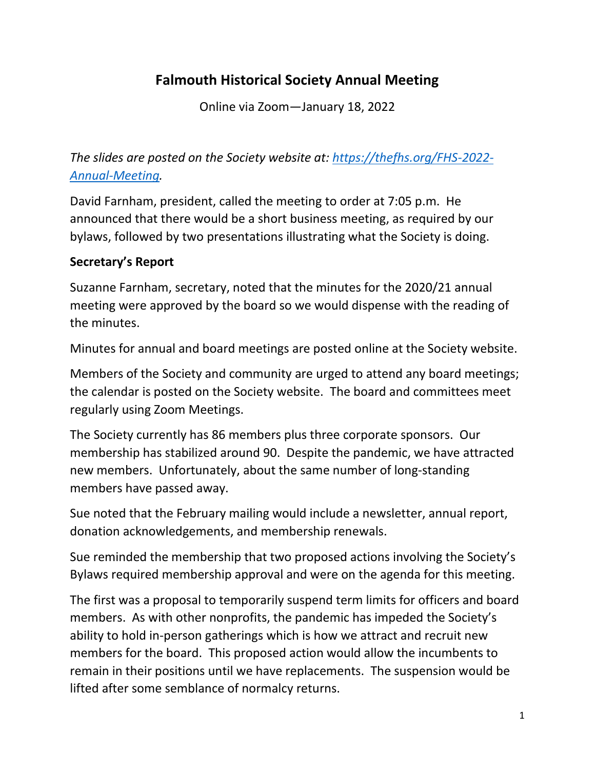# Falmouth Historical Society Annual Meeting

Online via Zoom—January 18, 2022

*The slides are posted on the Society website at: [https://thefhs.org/FHS-2022-Annual-Meeting](https://thefhs.org/FHS-2022-Annual-Meeting).*

David Farnham, president, called the meeting to order at 7:05 p.m. He announced that there would be a short business meeting, as required by our bylaws, followed by two presentations illustrating what the Society is doing.

**Secretary's Report**

Suzanne Farnham, secretary, noted that the minutes for the 2020/21 annual meeting were approved by the board so we would dispense with the reading of the minutes.

Minutes for annual and board meetings are posted online at the Society website.

Members of the Society and community are urged to attend any board meetings; the calendar is posted on the Society website. The board and committees meet regularly using Zoom Meetings.

The Society currently has 86 members plus three corporate sponsors. Our membership has stabilized around 90. Despite the pandemic, we have attracted new members. Unfortunately, about the same number of long-standing members have passed away.

Sue noted that the February mailing would include a newsletter, annual report, donation acknowledgements, and membership renewals.

Sue reminded the membership that two proposed actions involving the Society's Bylaws required membership approval and were on the agenda for this meeting.

The first was a proposal to temporarily suspend term limits for officers and board members. As with other nonprofits, the pandemic has impeded the Society's ability to hold in-person gatherings which is how we attract and recruit new members for the board. This proposed action would allow the incumbents to remain in their positions until we have replacements. The suspension would be lifted after some semblance of normalcy returns.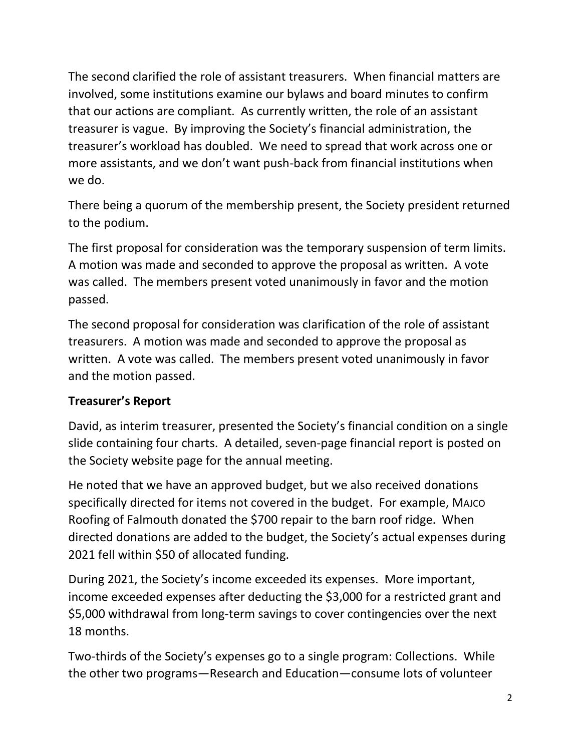The second clarified the role of assistant treasurers. When financial matters are involved, some institutions examine our bylaws and board minutes to confirm that our actions are compliant. As currently written, the role of an assistant treasurer is vague. By improving the Society's financial administration, the treasurer's workload has doubled. We need to spread that work across one or more assistants, and we don't want push-back from financial institutions when we do.

There being a quorum of the membership present, the Society president returned to the podium.

The first proposal for consideration was the temporary suspension of term limits. A motion was made and seconded to approve the proposal as written. A vote was called. The members present voted unanimously in favor and the motion passed.

The second proposal for consideration was clarification of the role of assistant treasurers. A motion was made and seconded to approve the proposal as written. A vote was called. The members present voted unanimously in favor and the motion passed.

**Treasurer's Report**

David, as interim treasurer, presented the Society's financial condition on a single slide containing four charts. A detailed, seven-page financial report is posted on the Society website page for the annual meeting.

He noted that we have an approved budget, but we also received donations specifically directed for items not covered in the budget. For example, MAJCO Roofing of Falmouth donated the $700 repair to the barn roof ridge. When directed donations are added to the budget, the Society's actual expenses during 2021 fell within $50 of allocated funding.

During 2021, the Society's income exceeded its expenses. More important, income exceeded expenses after deducting the $3,000 for a restricted grant and $5,000 withdrawal from long-term savings to cover contingencies over the next 18 months.

Two-thirds of the Society's expenses go to a single program: Collections. While the other two programs—Research and Education—consume lots of volunteer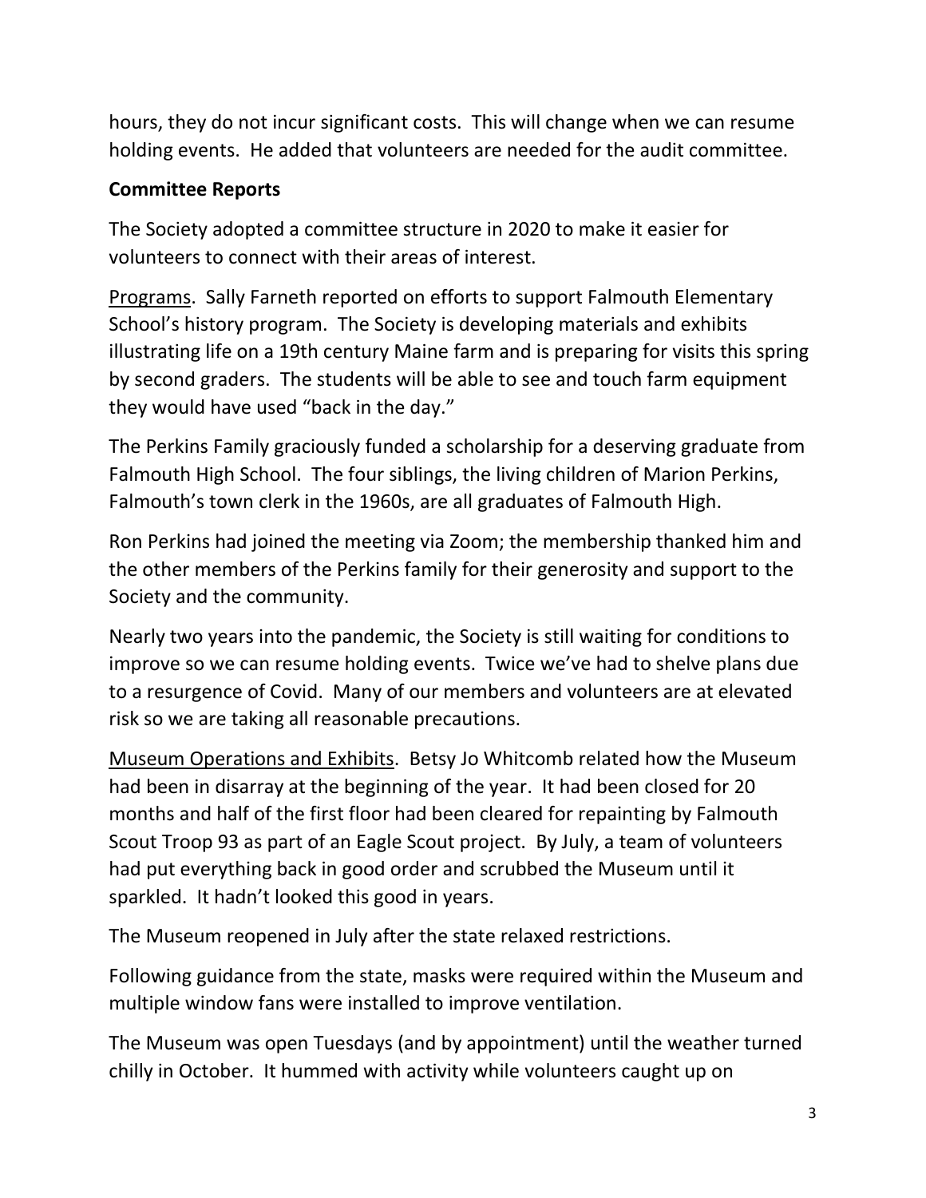hours, they do not incur significant costs. This will change when we can resume holding events. He added that volunteers are needed for the audit committee.

**Committee Reports**

The Society adopted a committee structure in 2020 to make it easier for volunteers to connect with their areas of interest.

Programs. Sally Farneth reported on efforts to support Falmouth Elementary School's history program. The Society is developing materials and exhibits illustrating life on a 19th century Maine farm and is preparing for visits this spring by second graders. The students will be able to see and touch farm equipment they would have used "back in the day."

The Perkins Family graciously funded a scholarship for a deserving graduate from Falmouth High School. The four siblings, the living children of Marion Perkins, Falmouth's town clerk in the 1960s, are all graduates of Falmouth High.

Ron Perkins had joined the meeting via Zoom; the membership thanked him and the other members of the Perkins family for their generosity and support to the Society and the community.

Nearly two years into the pandemic, the Society is still waiting for conditions to improve so we can resume holding events. Twice we've had to shelve plans due to a resurgence of Covid. Many of our members and volunteers are at elevated risk so we are taking all reasonable precautions.

Museum Operations and Exhibits. Betsy Jo Whitcomb related how the Museum had been in disarray at the beginning of the year. It had been closed for 20 months and half of the first floor had been cleared for repainting by Falmouth Scout Troop 93 as part of an Eagle Scout project. By July, a team of volunteers had put everything back in good order and scrubbed the Museum until it sparkled. It hadn't looked this good in years.

The Museum reopened in July after the state relaxed restrictions.

Following guidance from the state, masks were required within the Museum and multiple window fans were installed to improve ventilation.

The Museum was open Tuesdays (and by appointment) until the weather turned chilly in October. It hummed with activity while volunteers caught up on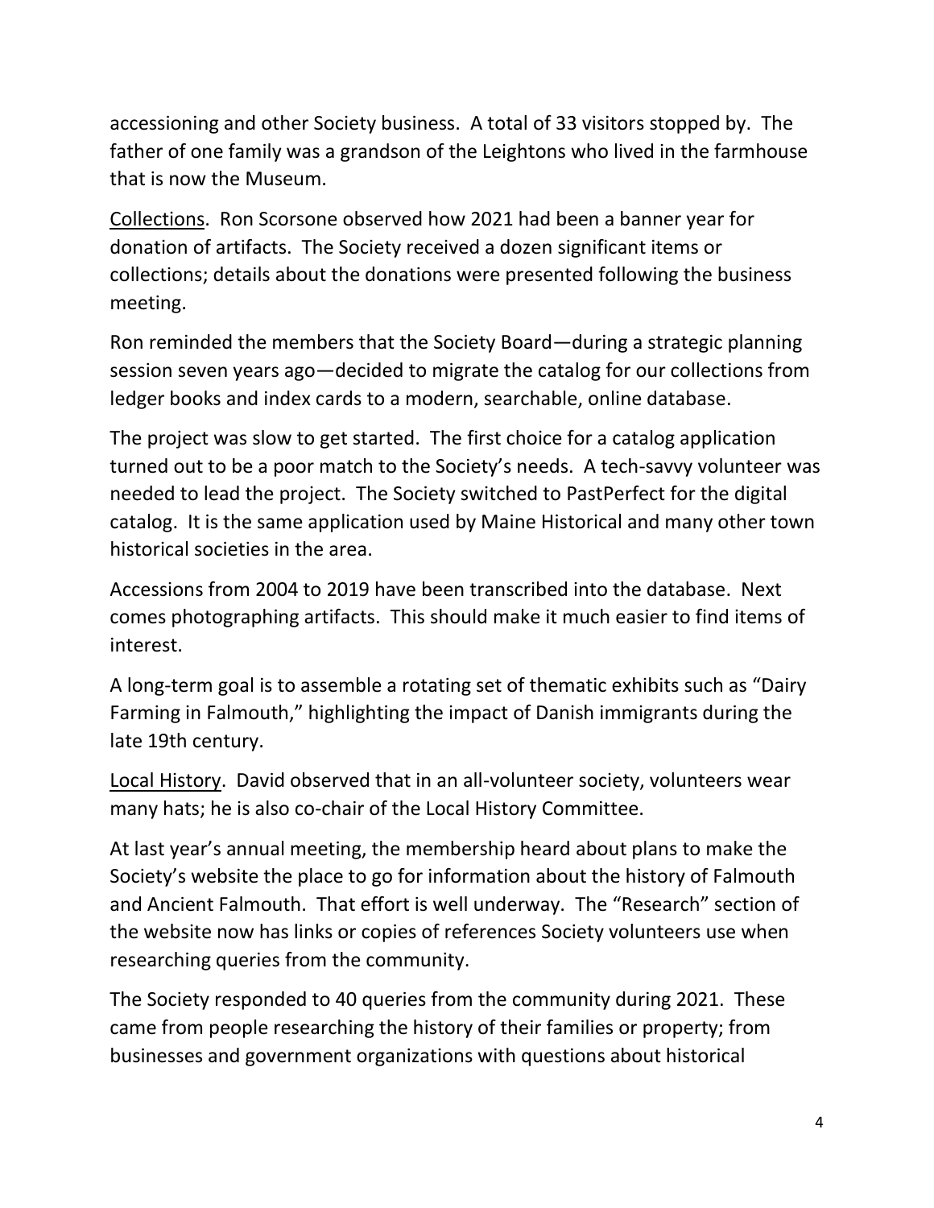accessioning and other Society business. A total of 33 visitors stopped by. The father of one family was a grandson of the Leightons who lived in the farmhouse that is now the Museum.

<u>Collections</u>. Ron Scorsone observed how 2021 had been a banner year for donation of artifacts. The Society received a dozen significant items or collections; details about the donations were presented following the business meeting.

Ron reminded the members that the Society Board—during a strategic planning session seven years ago—decided to migrate the catalog for our collections from ledger books and index cards to a modern, searchable, online database.

The project was slow to get started. The first choice for a catalog application turned out to be a poor match to the Society's needs. A tech-savvy volunteer was needed to lead the project. The Society switched to PastPerfect for the digital catalog. It is the same application used by Maine Historical and many other town historical societies in the area.

Accessions from 2004 to 2019 have been transcribed into the database. Next comes photographing artifacts. This should make it much easier to find items of interest.

A long-term goal is to assemble a rotating set of thematic exhibits such as "Dairy Farming in Falmouth," highlighting the impact of Danish immigrants during the late 19th century.

<u>Local History</u>. David observed that in an all-volunteer society, volunteers wear many hats; he is also co-chair of the Local History Committee.

At last year's annual meeting, the membership heard about plans to make the Society's website the place to go for information about the history of Falmouth and Ancient Falmouth. That effort is well underway. The "Research" section of the website now has links or copies of references Society volunteers use when researching queries from the community.

The Society responded to 40 queries from the community during 2021. These came from people researching the history of their families or property; from businesses and government organizations with questions about historical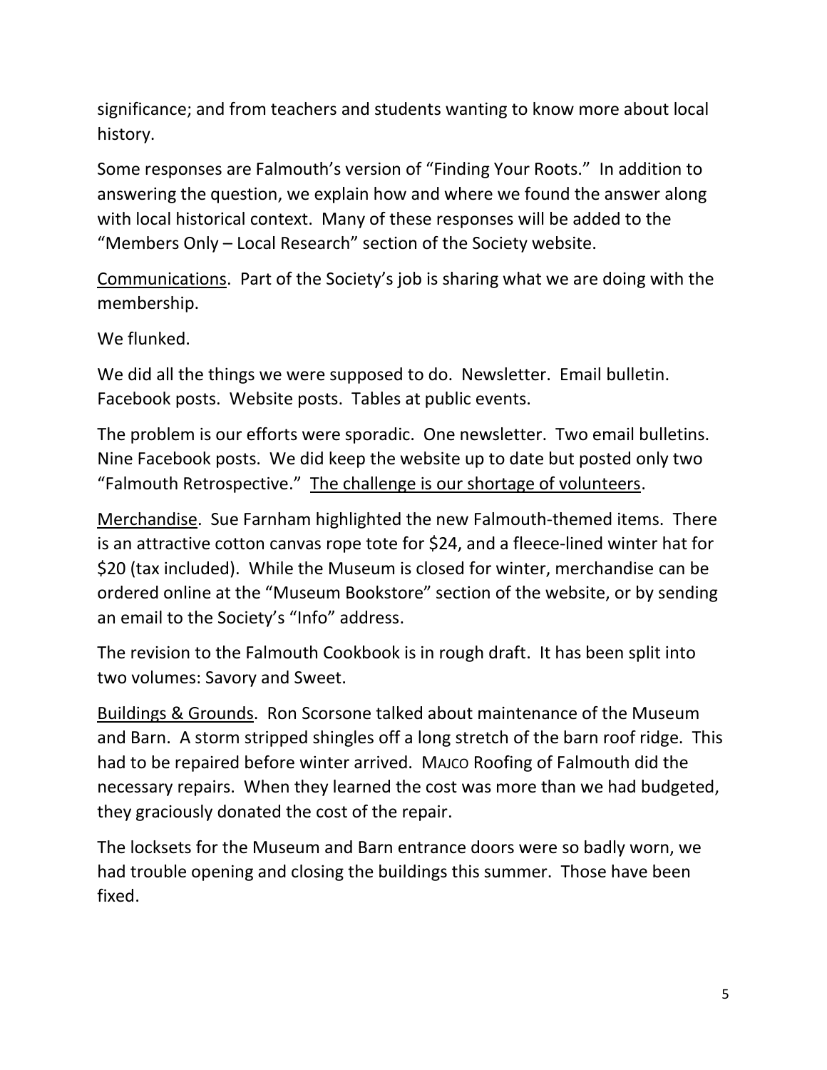significance; and from teachers and students wanting to know more about local history.

Some responses are Falmouth's version of "Finding Your Roots." In addition to answering the question, we explain how and where we found the answer along with local historical context. Many of these responses will be added to the "Members Only – Local Research" section of the Society website.

<u>Communications</u>. Part of the Society's job is sharing what we are doing with the membership.

We flunked.

We did all the things we were supposed to do. Newsletter. Email bulletin. Facebook posts. Website posts. Tables at public events.

The problem is our efforts were sporadic. One newsletter. Two email bulletins. Nine Facebook posts. We did keep the website up to date but posted only two "Falmouth Retrospective." <u>The challenge is our shortage of volunteers</u>.

<u>Merchandise</u>. Sue Farnham highlighted the new Falmouth-themed items. There is an attractive cotton canvas rope tote for $24, and a fleece-lined winter hat for $20 (tax included). While the Museum is closed for winter, merchandise can be ordered online at the "Museum Bookstore" section of the website, or by sending an email to the Society's "Info" address.

The revision to the Falmouth Cookbook is in rough draft. It has been split into two volumes: Savory and Sweet.

<u>Buildings & Grounds</u>. Ron Scorsone talked about maintenance of the Museum and Barn. A storm stripped shingles off a long stretch of the barn roof ridge. This had to be repaired before winter arrived. MAJCO Roofing of Falmouth did the necessary repairs. When they learned the cost was more than we had budgeted, they graciously donated the cost of the repair.

The locksets for the Museum and Barn entrance doors were so badly worn, we had trouble opening and closing the buildings this summer. Those have been fixed.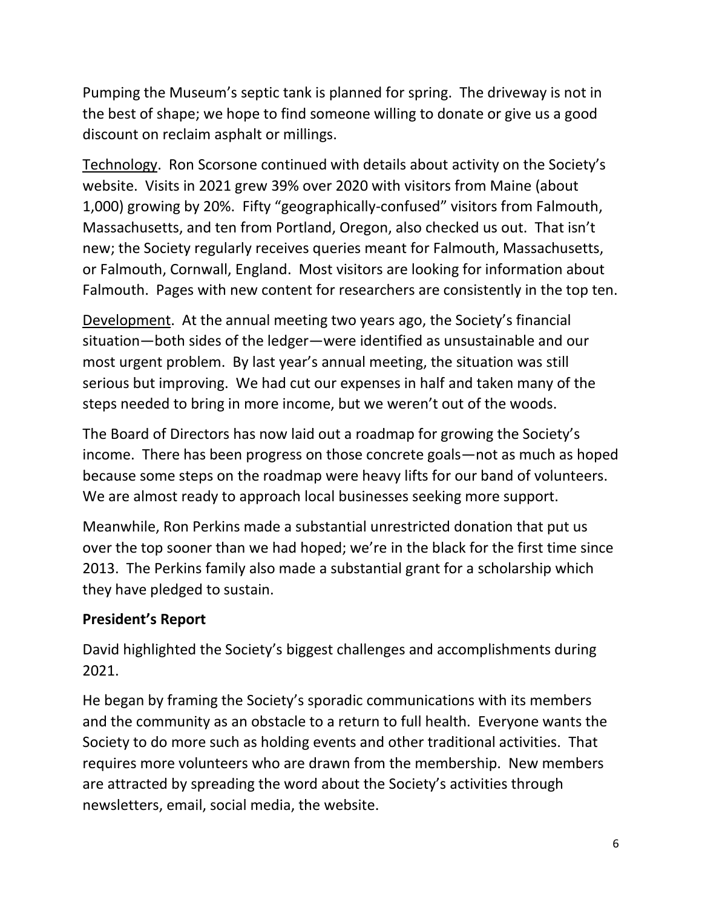Pumping the Museum's septic tank is planned for spring. The driveway is not in the best of shape; we hope to find someone willing to donate or give us a good discount on reclaim asphalt or millings.

<u>Technology</u>. Ron Scorsone continued with details about activity on the Society's website. Visits in 2021 grew 39% over 2020 with visitors from Maine (about 1,000) growing by 20%. Fifty "geographically-confused" visitors from Falmouth, Massachusetts, and ten from Portland, Oregon, also checked us out. That isn't new; the Society regularly receives queries meant for Falmouth, Massachusetts, or Falmouth, Cornwall, England. Most visitors are looking for information about Falmouth. Pages with new content for researchers are consistently in the top ten.

<u>Development</u>. At the annual meeting two years ago, the Society's financial situation—both sides of the ledger—were identified as unsustainable and our most urgent problem. By last year's annual meeting, the situation was still serious but improving. We had cut our expenses in half and taken many of the steps needed to bring in more income, but we weren't out of the woods.

The Board of Directors has now laid out a roadmap for growing the Society's income. There has been progress on those concrete goals—not as much as hoped because some steps on the roadmap were heavy lifts for our band of volunteers. We are almost ready to approach local businesses seeking more support.

Meanwhile, Ron Perkins made a substantial unrestricted donation that put us over the top sooner than we had hoped; we're in the black for the first time since 2013. The Perkins family also made a substantial grant for a scholarship which they have pledged to sustain.

**President's Report**

David highlighted the Society's biggest challenges and accomplishments during 2021.

He began by framing the Society's sporadic communications with its members and the community as an obstacle to a return to full health. Everyone wants the Society to do more such as holding events and other traditional activities. That requires more volunteers who are drawn from the membership. New members are attracted by spreading the word about the Society's activities through newsletters, email, social media, the website.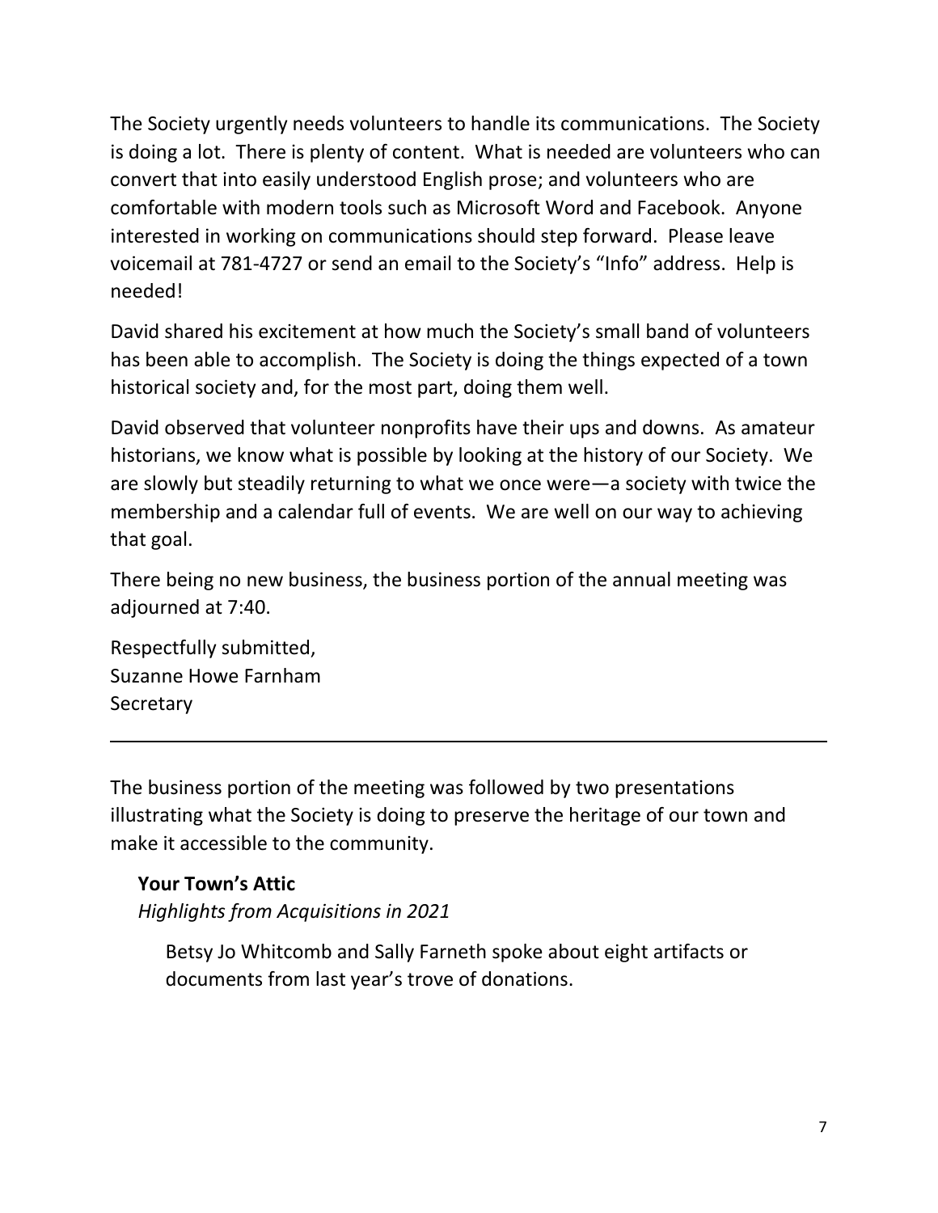The Society urgently needs volunteers to handle its communications. The Society is doing a lot. There is plenty of content. What is needed are volunteers who can convert that into easily understood English prose; and volunteers who are comfortable with modern tools such as Microsoft Word and Facebook. Anyone interested in working on communications should step forward. Please leave voicemail at 781-4727 or send an email to the Society's "Info" address. Help is needed!

David shared his excitement at how much the Society's small band of volunteers has been able to accomplish. The Society is doing the things expected of a town historical society and, for the most part, doing them well.

David observed that volunteer nonprofits have their ups and downs. As amateur historians, we know what is possible by looking at the history of our Society. We are slowly but steadily returning to what we once were—a society with twice the membership and a calendar full of events. We are well on our way to achieving that goal.

There being no new business, the business portion of the annual meeting was adjourned at 7:40.

Respectfully submitted,
Suzanne Howe Farnham
Secretary

---

The business portion of the meeting was followed by two presentations illustrating what the Society is doing to preserve the heritage of our town and make it accessible to the community.

**Your Town's Attic**
*Highlights from Acquisitions in 2021*

Betsy Jo Whitcomb and Sally Farneth spoke about eight artifacts or documents from last year's trove of donations.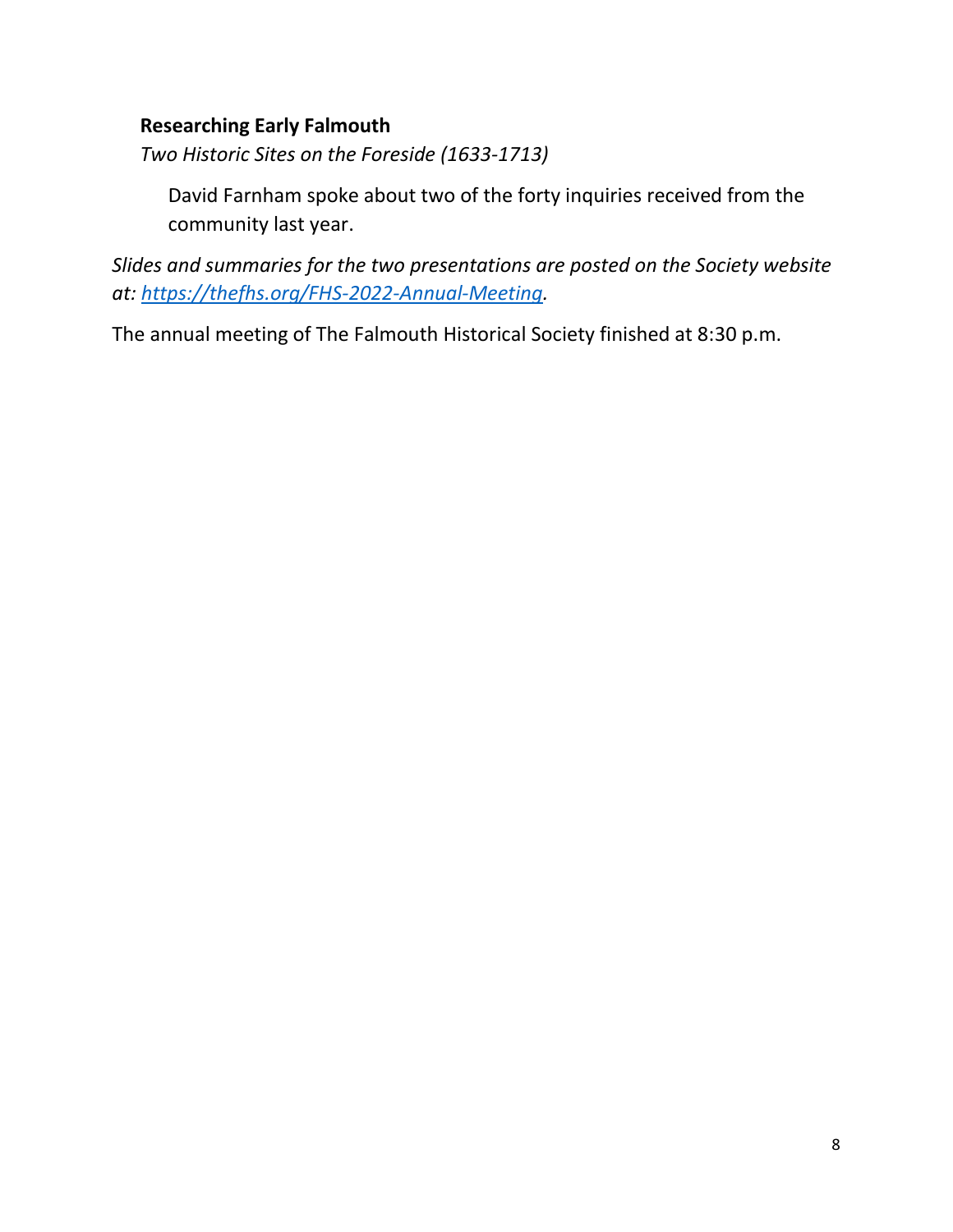**Researching Early Falmouth**

*Two Historic Sites on the Foreside (1633-1713)*

David Farnham spoke about two of the forty inquiries received from the community last year.

*Slides and summaries for the two presentations are posted on the Society website at: [https://thefhs.org/FHS-2022-Annual-Meeting](https://thefhs.org/FHS-2022-Annual-Meeting).*

The annual meeting of The Falmouth Historical Society finished at 8:30 p.m.